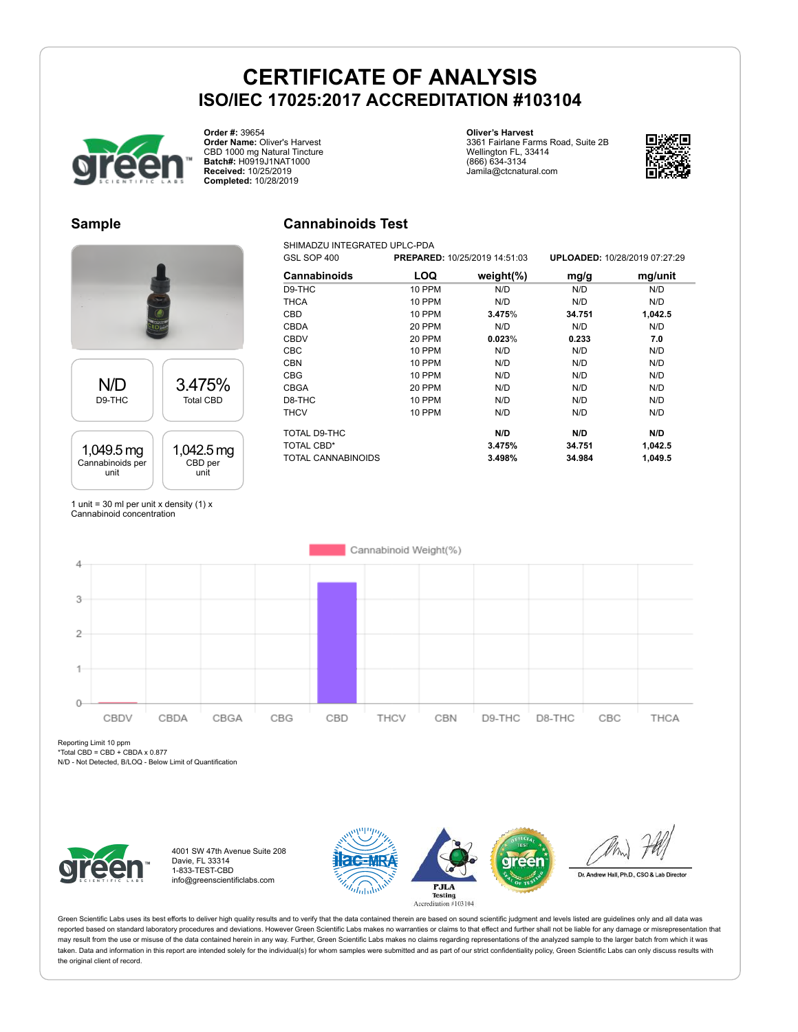# CERTIFICATE OF ANALYSIS

## ISO/IEC 17025:2017 ACCREDITATION #103104

**Order #:** 39654
**Order Name:** Oliver's Harvest
CBD 1000 mg Natural Tincture
**Batch#:** H0919J1NAT1000
**Received:** 10/25/2019
**Completed:** 10/28/2019

**Oliver's Harvest**
3361 Fairlane Farms Road, Suite 2B
Wellington FL, 33414
(866) 634-3134
Jamila@ctcnatural.com

## Sample

| N/D | 3.475% |
|---|---|
| D9-THC | Total CBD |
| **1,049.5 mg** | **1,042.5 mg** |
| Cannabinoids per unit | CBD per unit |

1 unit = 30 ml per unit x density (1) x Cannabinoid concentration

## Cannabinoids Test

SHIMADZU INTEGRATED UPLC-PDA
GSL SOP 400 **PREPARED:** 10/25/2019 14:51:03 **UPLOADED:** 10/28/2019 07:27:29

| Cannabinoids | LOQ | weight(%) | mg/g | mg/unit |
|---|---|---|---|---|
| D9-THC | 10 PPM | N/D | N/D | N/D |
| THCA | 10 PPM | N/D | N/D | N/D |
| CBD | 10 PPM | **3.475%** | **34.751** | **1,042.5** |
| CBDA | 20 PPM | N/D | N/D | N/D |
| CBDV | 20 PPM | **0.023%** | **0.233** | **7.0** |
| CBC | 10 PPM | N/D | N/D | N/D |
| CBN | 10 PPM | N/D | N/D | N/D |
| CBG | 10 PPM | N/D | N/D | N/D |
| CBGA | 20 PPM | N/D | N/D | N/D |
| D8-THC | 10 PPM | N/D | N/D | N/D |
| THCV | 10 PPM | N/D | N/D | N/D |
| TOTAL D9-THC | | **N/D** | **N/D** | **N/D** |
| TOTAL CBD* | | **3.475%** | **34.751** | **1,042.5** |
| TOTAL CANNABINOIDS | | **3.498%** | **34.984** | **1,049.5** |

Cannabinoid Weight(%)

| CBDV | CBDA | CBGA | CBG | CBD | THCV | CBN | D9-THC | D8-THC | CBC | THCA |
|---|---|---|---|---|---|---|---|---|---|---|
| 0.023 | 0 | 0 | 0 | 3.475 | 0 | 0 | 0 | 0 | 0 | 0 |

Reporting Limit 10 ppm
*Total CBD = CBD + CBDA x 0.877
N/D - Not Detected, B/LOQ - Below Limit of Quantification

4001 SW 47th Avenue Suite 208
Davie, FL 33314
1-833-TEST-CBD
info@greenscientificlabs.com

PJLA Testing
Accreditation #103104

Dr. Andrew Hall, Ph.D., CSO & Lab Director

Green Scientific Labs uses its best efforts to deliver high quality results and to verify that the data contained therein are based on sound scientific judgment and levels listed are guidelines only and all data was reported based on standard laboratory procedures and deviations. However Green Scientific Labs makes no warranties or claims to that effect and further shall not be liable for any damage or misrepresentation that may result from the use or misuse of the data contained herein in any way. Further, Green Scientific Labs makes no claims regarding representations of the analyzed sample to the larger batch from which it was taken. Data and information in this report are intended solely for the individual(s) for whom samples were submitted and as part of our strict confidentiality policy, Green Scientific Labs can only discuss results with the original client of record.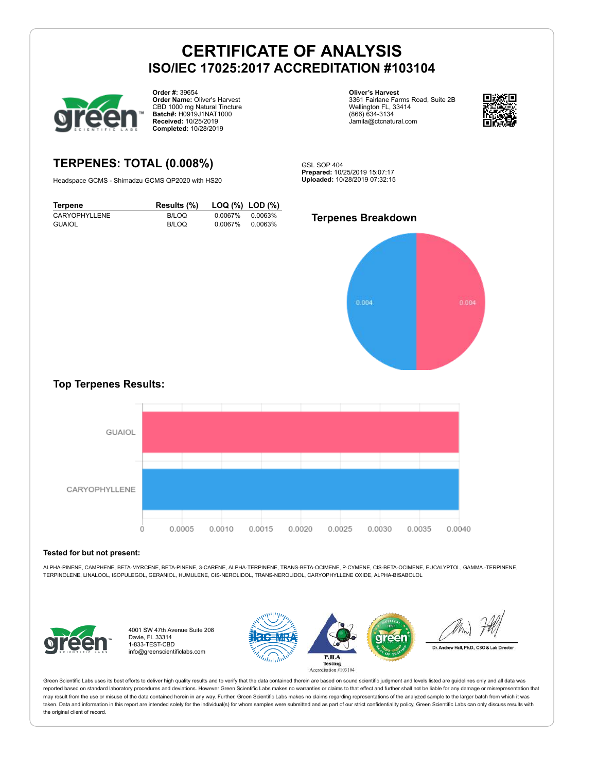# CERTIFICATE OF ANALYSIS

## ISO/IEC 17025:2017 ACCREDITATION #103104

**Order #:** 39654
**Order Name:** Oliver's Harvest
CBD 1000 mg Natural Tincture
**Batch#:** H0919J1NAT1000
**Received:** 10/25/2019
**Completed:** 10/28/2019

**Oliver's Harvest**
3361 Fairlane Farms Road, Suite 2B
Wellington FL, 33414
(866) 634-3134
Jamila@ctcnatural.com

## TERPENES: TOTAL (0.008%)

Headspace GCMS - Shimadzu GCMS QP2020 with HS20

GSL SOP 404
**Prepared:** 10/25/2019 15:07:17
**Uploaded:** 10/28/2019 07:32:15

| Terpene | Results (%) | LOQ (%) | LOD (%) |
|---|---|---|---|
| CARYOPHYLLENE | B/LOQ | 0.0067% | 0.0063% |
| GUAIOL | B/LOQ | 0.0067% | 0.0063% |

### Terpenes Breakdown

0.004
0.004

### Top Terpenes Results:

GUAIOL
CARYOPHYLLENE

0 0.0005 0.0010 0.0015 0.0020 0.0025 0.0030 0.0035 0.0040

**Tested for but not present:**

ALPHA-PINENE, CAMPHENE, BETA-MYRCENE, BETA-PINENE, 3-CARENE, ALPHA-TERPINENE, TRANS-BETA-OCIMENE, P-CYMENE, CIS-BETA-OCIMENE, EUCALYPTOL, GAMMA.-TERPINENE, TERPINOLENE, LINALOOL, ISOPULEGOL, GERANIOL, HUMULENE, CIS-NEROLIDOL, TRANS-NEROLIDOL, CARYOPHYLLENE OXIDE, ALPHA-BISABOLOL

4001 SW 47th Avenue Suite 208
Davie, FL 33314
1-833-TEST-CBD
info@greenscientificlabs.com

PJLA Testing Accreditation #103104

Dr. Andrew Hall, Ph.D., CSO & Lab Director

Green Scientific Labs uses its best efforts to deliver high quality results and to verify that the data contained therein are based on sound scientific judgment and levels listed are guidelines only and all data was reported based on standard laboratory procedures and deviations. However Green Scientific Labs makes no warranties or claims to that effect and further shall not be liable for any damage or misrepresentation that may result from the use or misuse of the data contained herein in any way. Further, Green Scientific Labs makes no claims regarding representations of the analyzed sample to the larger batch from which it was taken. Data and information in this report are intended solely for the individual(s) for whom samples were submitted and as part of our strict confidentiality policy, Green Scientific Labs can only discuss results with the original client of record.